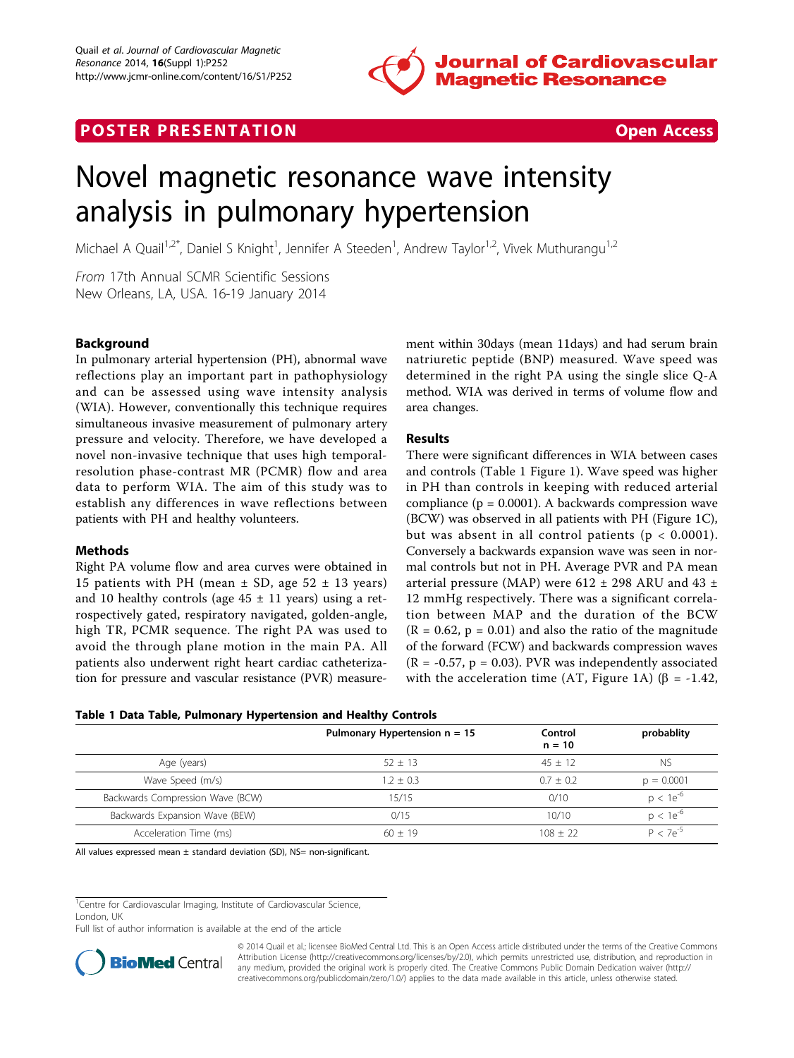POSTER PRESENTATION | Open Access

# Novel magnetic resonance wave intensity analysis in pulmonary hypertension

Michael A Quail[1,2*], Daniel S Knight[1], Jennifer A Steeden[1], Andrew Taylor[1,2], Vivek Muthurangu[1,2]

*From* 17th Annual SCMR Scientific Sessions
New Orleans, LA, USA. 16-19 January 2014

## Background

In pulmonary arterial hypertension (PH), abnormal wave reflections play an important part in pathophysiology and can be assessed using wave intensity analysis (WIA). However, conventionally this technique requires simultaneous invasive measurement of pulmonary artery pressure and velocity. Therefore, we have developed a novel non-invasive technique that uses high temporal-resolution phase-contrast MR (PCMR) flow and area data to perform WIA. The aim of this study was to establish any differences in wave reflections between patients with PH and healthy volunteers.

## Methods

Right PA volume flow and area curves were obtained in 15 patients with PH (mean ± SD, age 52 ± 13 years) and 10 healthy controls (age 45 ± 11 years) using a retrospectively gated, respiratory navigated, golden-angle, high TR, PCMR sequence. The right PA was used to avoid the through plane motion in the main PA. All patients also underwent right heart cardiac catheterization for pressure and vascular resistance (PVR) measurement within 30days (mean 11days) and had serum brain natriuretic peptide (BNP) measured. Wave speed was determined in the right PA using the single slice Q-A method. WIA was derived in terms of volume flow and area changes.

## Results

There were significant differences in WIA between cases and controls (Table 1 Figure 1). Wave speed was higher in PH than controls in keeping with reduced arterial compliance ($p = 0.0001$). A backwards compression wave (BCW) was observed in all patients with PH (Figure 1C), but was absent in all control patients ($p < 0.0001$). Conversely a backwards expansion wave was seen in normal controls but not in PH. Average PVR and PA mean arterial pressure (MAP) were 612 ± 298 ARU and 43 ± 12 mmHg respectively. There was a significant correlation between MAP and the duration of the BCW ($R = 0.62$, $p = 0.01$) and also the ratio of the magnitude of the forward (FCW) and backwards compression waves ($R = -0.57$, $p = 0.03$). PVR was independently associated with the acceleration time (AT, Figure 1A) ($\beta = -1.42$,

**Table 1 Data Table, Pulmonary Hypertension and Healthy Controls**

| | Pulmonary Hypertension n = 15 | Control n = 10 | probablity |
|---|---|---|---|
| Age (years) | 52 ± 13 | 45 ± 12 | NS |
| Wave Speed (m/s) | 1.2 ± 0.3 | 0.7 ± 0.2 | $p = 0.0001$ |
| Backwards Compression Wave (BCW) | 15/15 | 0/10 | $p < 1e^{-6}$ |
| Backwards Expansion Wave (BEW) | 0/15 | 10/10 | $p < 1e^{-6}$ |
| Acceleration Time (ms) | 60 ± 19 | 108 ± 22 | $P < 7e^{-5}$ |

All values expressed mean ± standard deviation (SD), NS= non-significant.

[1]Centre for Cardiovascular Imaging, Institute of Cardiovascular Science, London, UK
Full list of author information is available at the end of the article

© 2014 Quail et al.; licensee BioMed Central Ltd. This is an Open Access article distributed under the terms of the Creative Commons Attribution License (http://creativecommons.org/licenses/by/2.0), which permits unrestricted use, distribution, and reproduction in any medium, provided the original work is properly cited. The Creative Commons Public Domain Dedication waiver (http://creativecommons.org/publicdomain/zero/1.0/) applies to the data made available in this article, unless otherwise stated.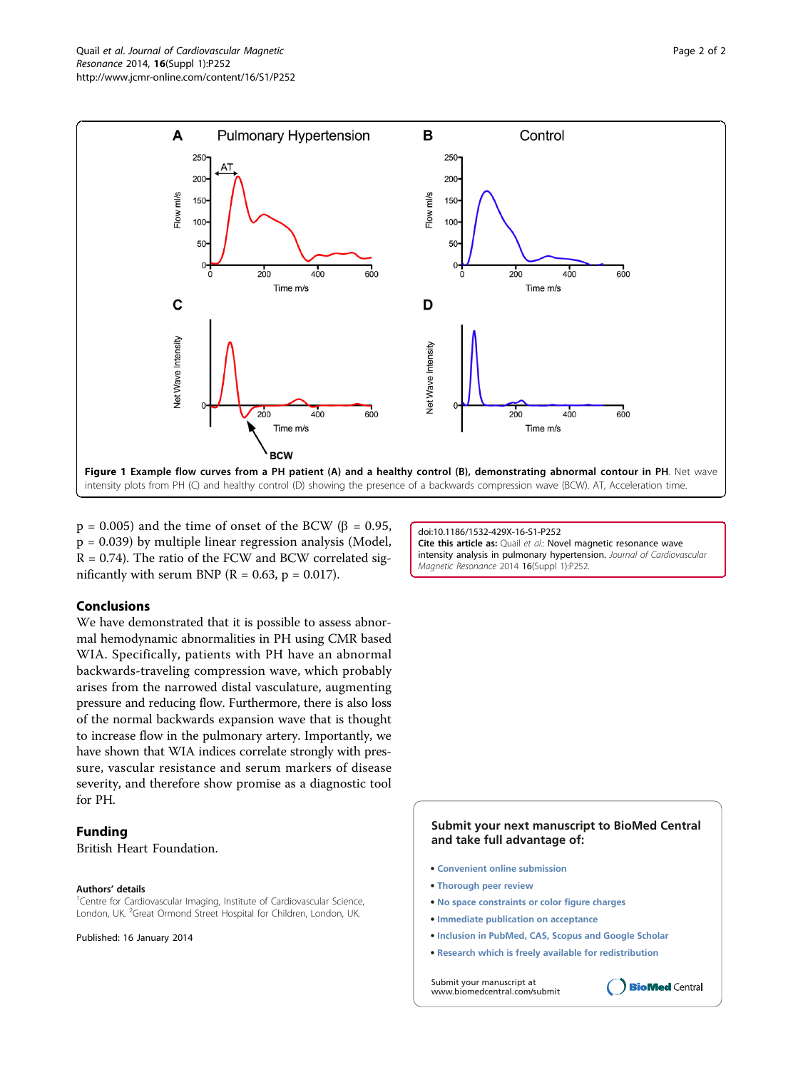A Pulmonary Hypertension

B Control

Flow ml/s

Time m/s

AT

C

D

Net Wave Intensity

BCW

**Figure 1 Example flow curves from a PH patient (A) and a healthy control (B), demonstrating abnormal contour in PH**. Net wave intensity plots from PH (C) and healthy control (D) showing the presence of a backwards compression wave (BCW). AT, Acceleration time.

$p = 0.005$) and the time of onset of the BCW ($\beta = 0.95$, $p = 0.039$) by multiple linear regression analysis (Model, $R = 0.74$). The ratio of the FCW and BCW correlated significantly with serum BNP ($R = 0.63$, $p = 0.017$).

## Conclusions

We have demonstrated that it is possible to assess abnormal hemodynamic abnormalities in PH using CMR based WIA. Specifically, patients with PH have an abnormal backwards-traveling compression wave, which probably arises from the narrowed distal vasculature, augmenting pressure and reducing flow. Furthermore, there is also loss of the normal backwards expansion wave that is thought to increase flow in the pulmonary artery. Importantly, we have shown that WIA indices correlate strongly with pressure, vascular resistance and serum markers of disease severity, and therefore show promise as a diagnostic tool for PH.

## Funding

British Heart Foundation.

### Authors' details

[1]Centre for Cardiovascular Imaging, Institute of Cardiovascular Science, London, UK. [2]Great Ormond Street Hospital for Children, London, UK.

Published: 16 January 2014

doi:10.1186/1532-429X-16-S1-P252

**Cite this article as:** Quail *et al.*: Novel magnetic resonance wave intensity analysis in pulmonary hypertension. *Journal of Cardiovascular Magnetic Resonance* 2014 **16**(Suppl 1):P252.

**Submit your next manuscript to BioMed Central and take full advantage of:**

- Convenient online submission
- Thorough peer review
- No space constraints or color figure charges
- Immediate publication on acceptance
- Inclusion in PubMed, CAS, Scopus and Google Scholar
- Research which is freely available for redistribution

Submit your manuscript at www.biomedcentral.com/submit